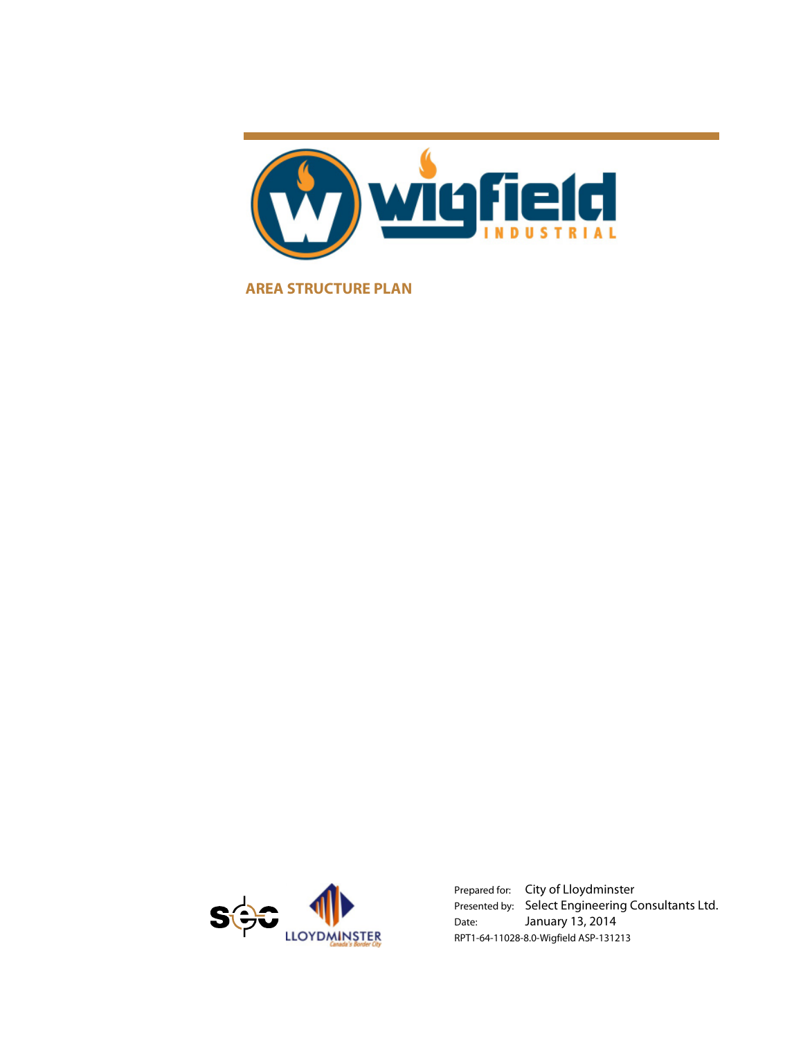# Wigfield Industrial

## AREA STRUCTURE PLAN

Prepared for: City of Lloydminster
Presented by: Select Engineering Consultants Ltd.
Date: January 13, 2014
RPT1-64-11028-8.0-Wigfield ASP-131213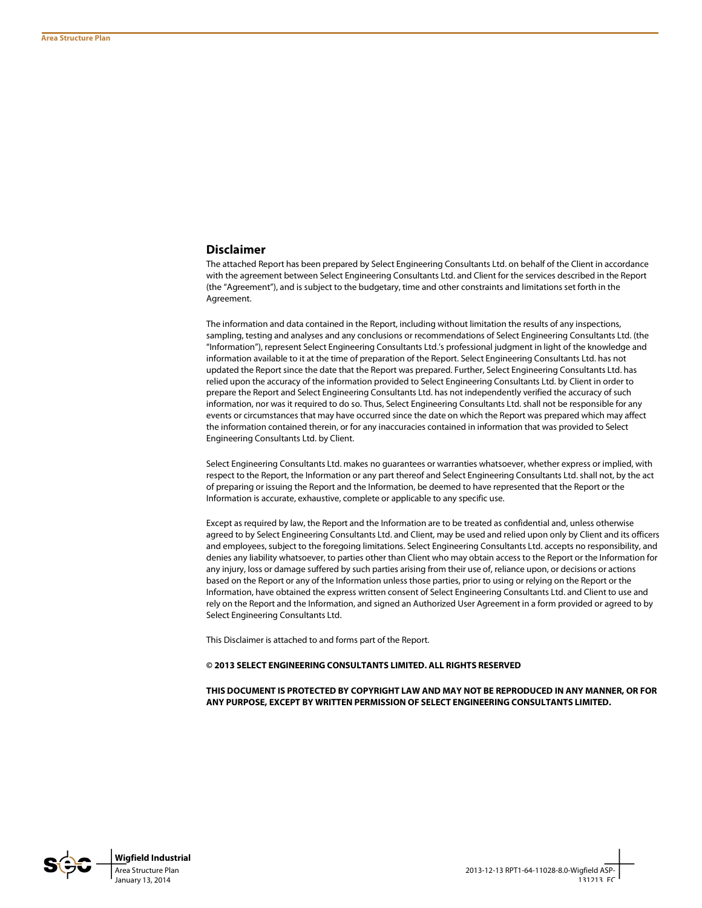## Disclaimer

The attached Report has been prepared by Select Engineering Consultants Ltd. on behalf of the Client in accordance with the agreement between Select Engineering Consultants Ltd. and Client for the services described in the Report (the "Agreement"), and is subject to the budgetary, time and other constraints and limitations set forth in the Agreement.

The information and data contained in the Report, including without limitation the results of any inspections, sampling, testing and analyses and any conclusions or recommendations of Select Engineering Consultants Ltd. (the "Information"), represent Select Engineering Consultants Ltd.'s professional judgment in light of the knowledge and information available to it at the time of preparation of the Report. Select Engineering Consultants Ltd. has not updated the Report since the date that the Report was prepared. Further, Select Engineering Consultants Ltd. has relied upon the accuracy of the information provided to Select Engineering Consultants Ltd. by Client in order to prepare the Report and Select Engineering Consultants Ltd. has not independently verified the accuracy of such information, nor was it required to do so. Thus, Select Engineering Consultants Ltd. shall not be responsible for any events or circumstances that may have occurred since the date on which the Report was prepared which may affect the information contained therein, or for any inaccuracies contained in information that was provided to Select Engineering Consultants Ltd. by Client.

Select Engineering Consultants Ltd. makes no guarantees or warranties whatsoever, whether express or implied, with respect to the Report, the Information or any part thereof and Select Engineering Consultants Ltd. shall not, by the act of preparing or issuing the Report and the Information, be deemed to have represented that the Report or the Information is accurate, exhaustive, complete or applicable to any specific use.

Except as required by law, the Report and the Information are to be treated as confidential and, unless otherwise agreed to by Select Engineering Consultants Ltd. and Client, may be used and relied upon only by Client and its officers and employees, subject to the foregoing limitations. Select Engineering Consultants Ltd. accepts no responsibility, and denies any liability whatsoever, to parties other than Client who may obtain access to the Report or the Information for any injury, loss or damage suffered by such parties arising from their use of, reliance upon, or decisions or actions based on the Report or any of the Information unless those parties, prior to using or relying on the Report or the Information, have obtained the express written consent of Select Engineering Consultants Ltd. and Client to use and rely on the Report and the Information, and signed an Authorized User Agreement in a form provided or agreed to by Select Engineering Consultants Ltd.

This Disclaimer is attached to and forms part of the Report.

**© 2013 SELECT ENGINEERING CONSULTANTS LIMITED. ALL RIGHTS RESERVED**

**THIS DOCUMENT IS PROTECTED BY COPYRIGHT LAW AND MAY NOT BE REPRODUCED IN ANY MANNER, OR FOR ANY PURPOSE, EXCEPT BY WRITTEN PERMISSION OF SELECT ENGINEERING CONSULTANTS LIMITED.**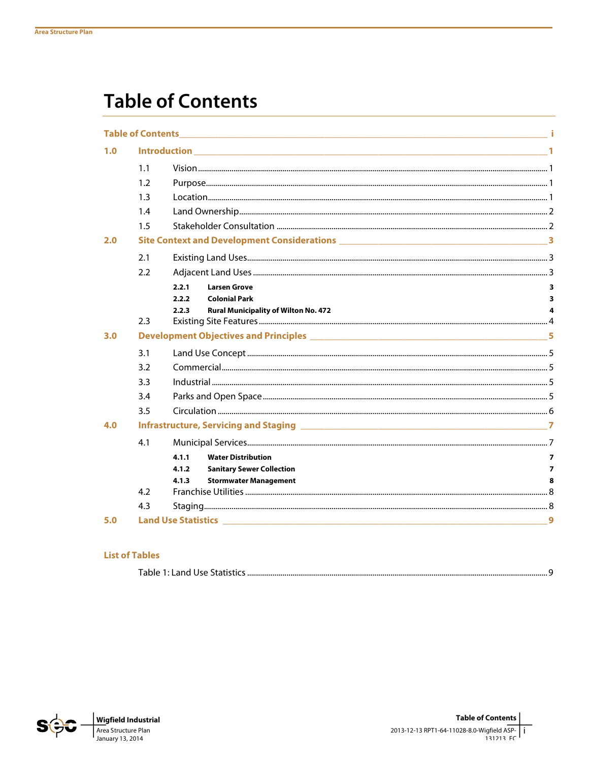# Table of Contents

| | | | |
|---|---|---|---|
| **Table of Contents** | | | **i** |
| **1.0** | **Introduction** | | **1** |
| | 1.1 | Vision | 1 |
| | 1.2 | Purpose | 1 |
| | 1.3 | Location | 1 |
| | 1.4 | Land Ownership | 2 |
| | 1.5 | Stakeholder Consultation | 2 |
| **2.0** | **Site Context and Development Considerations** | | **3** |
| | 2.1 | Existing Land Uses | 3 |
| | 2.2 | Adjacent Land Uses | 3 |
| | | **2.2.1 Larsen Grove** | **3** |
| | | **2.2.2 Colonial Park** | **3** |
| | | **2.2.3 Rural Municipality of Wilton No. 472** | **4** |
| | 2.3 | Existing Site Features | 4 |
| **3.0** | **Development Objectives and Principles** | | **5** |
| | 3.1 | Land Use Concept | 5 |
| | 3.2 | Commercial | 5 |
| | 3.3 | Industrial | 5 |
| | 3.4 | Parks and Open Space | 5 |
| | 3.5 | Circulation | 6 |
| **4.0** | **Infrastructure, Servicing and Staging** | | **7** |
| | 4.1 | Municipal Services | 7 |
| | | **4.1.1 Water Distribution** | **7** |
| | | **4.1.2 Sanitary Sewer Collection** | **7** |
| | | **4.1.3 Stormwater Management** | **8** |
| | 4.2 | Franchise Utilities | 8 |
| | 4.3 | Staging | 8 |
| **5.0** | **Land Use Statistics** | | **9** |

## List of Tables

Table 1: Land Use Statistics .......... 9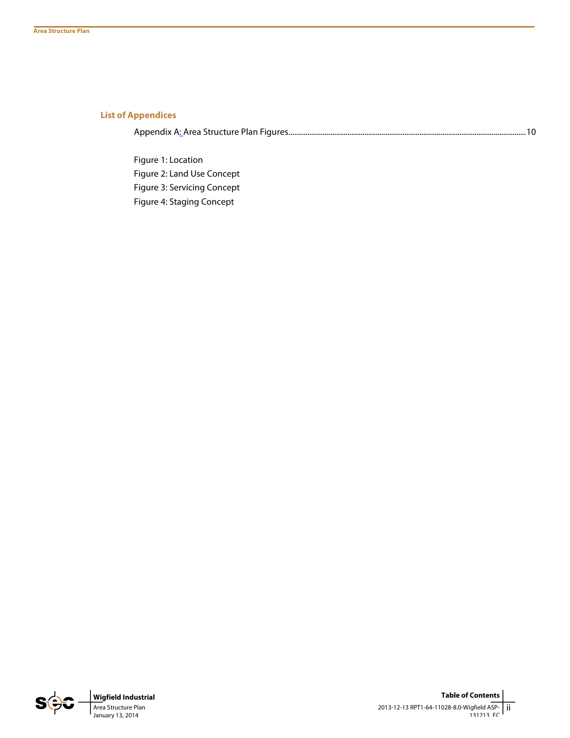## List of Appendices

Appendix A: Area Structure Plan Figures........................................................................................................................10

Figure 1: Location
Figure 2: Land Use Concept
Figure 3: Servicing Concept
Figure 4: Staging Concept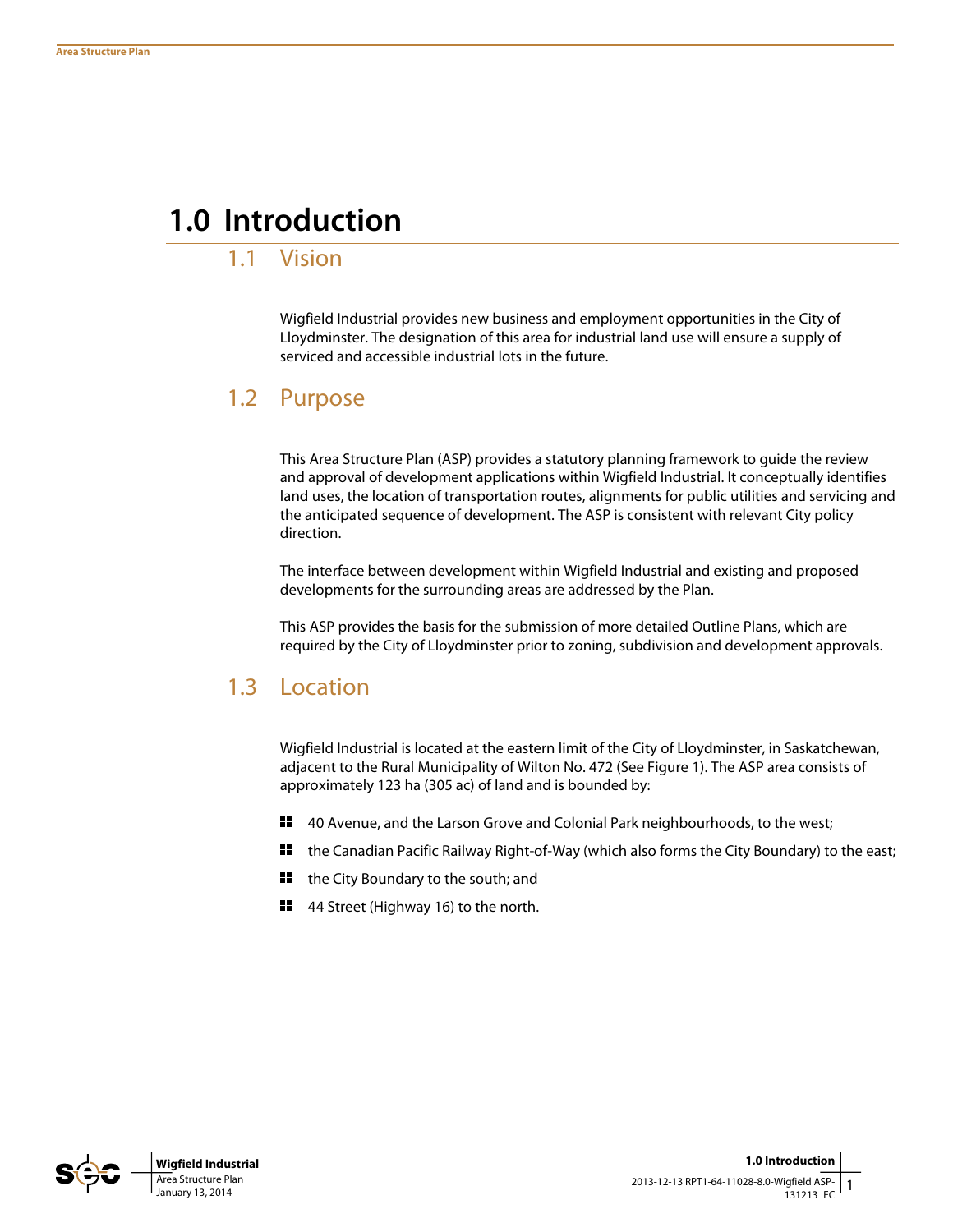# 1.0 Introduction

## 1.1 Vision

Wigfield Industrial provides new business and employment opportunities in the City of Lloydminster. The designation of this area for industrial land use will ensure a supply of serviced and accessible industrial lots in the future.

## 1.2 Purpose

This Area Structure Plan (ASP) provides a statutory planning framework to guide the review and approval of development applications within Wigfield Industrial. It conceptually identifies land uses, the location of transportation routes, alignments for public utilities and servicing and the anticipated sequence of development. The ASP is consistent with relevant City policy direction.

The interface between development within Wigfield Industrial and existing and proposed developments for the surrounding areas are addressed by the Plan.

This ASP provides the basis for the submission of more detailed Outline Plans, which are required by the City of Lloydminster prior to zoning, subdivision and development approvals.

## 1.3 Location

Wigfield Industrial is located at the eastern limit of the City of Lloydminster, in Saskatchewan, adjacent to the Rural Municipality of Wilton No. 472 (See Figure 1). The ASP area consists of approximately 123 ha (305 ac) of land and is bounded by:

- 40 Avenue, and the Larson Grove and Colonial Park neighbourhoods, to the west;
- the Canadian Pacific Railway Right-of-Way (which also forms the City Boundary) to the east;
- the City Boundary to the south; and
- 44 Street (Highway 16) to the north.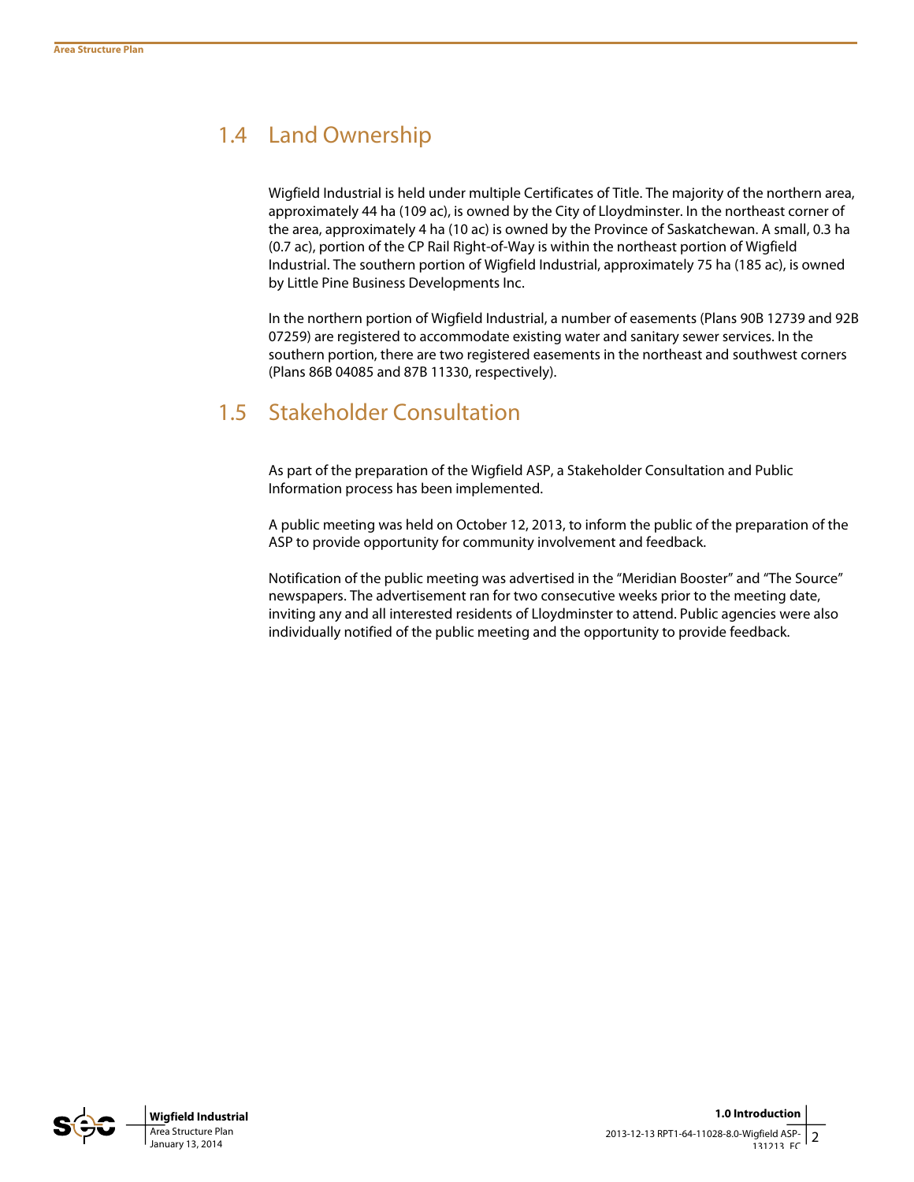## 1.4 Land Ownership

Wigfield Industrial is held under multiple Certificates of Title. The majority of the northern area, approximately 44 ha (109 ac), is owned by the City of Lloydminster. In the northeast corner of the area, approximately 4 ha (10 ac) is owned by the Province of Saskatchewan. A small, 0.3 ha (0.7 ac), portion of the CP Rail Right-of-Way is within the northeast portion of Wigfield Industrial. The southern portion of Wigfield Industrial, approximately 75 ha (185 ac), is owned by Little Pine Business Developments Inc.

In the northern portion of Wigfield Industrial, a number of easements (Plans 90B 12739 and 92B 07259) are registered to accommodate existing water and sanitary sewer services. In the southern portion, there are two registered easements in the northeast and southwest corners (Plans 86B 04085 and 87B 11330, respectively).

## 1.5 Stakeholder Consultation

As part of the preparation of the Wigfield ASP, a Stakeholder Consultation and Public Information process has been implemented.

A public meeting was held on October 12, 2013, to inform the public of the preparation of the ASP to provide opportunity for community involvement and feedback.

Notification of the public meeting was advertised in the "Meridian Booster" and "The Source" newspapers. The advertisement ran for two consecutive weeks prior to the meeting date, inviting any and all interested residents of Lloydminster to attend. Public agencies were also individually notified of the public meeting and the opportunity to provide feedback.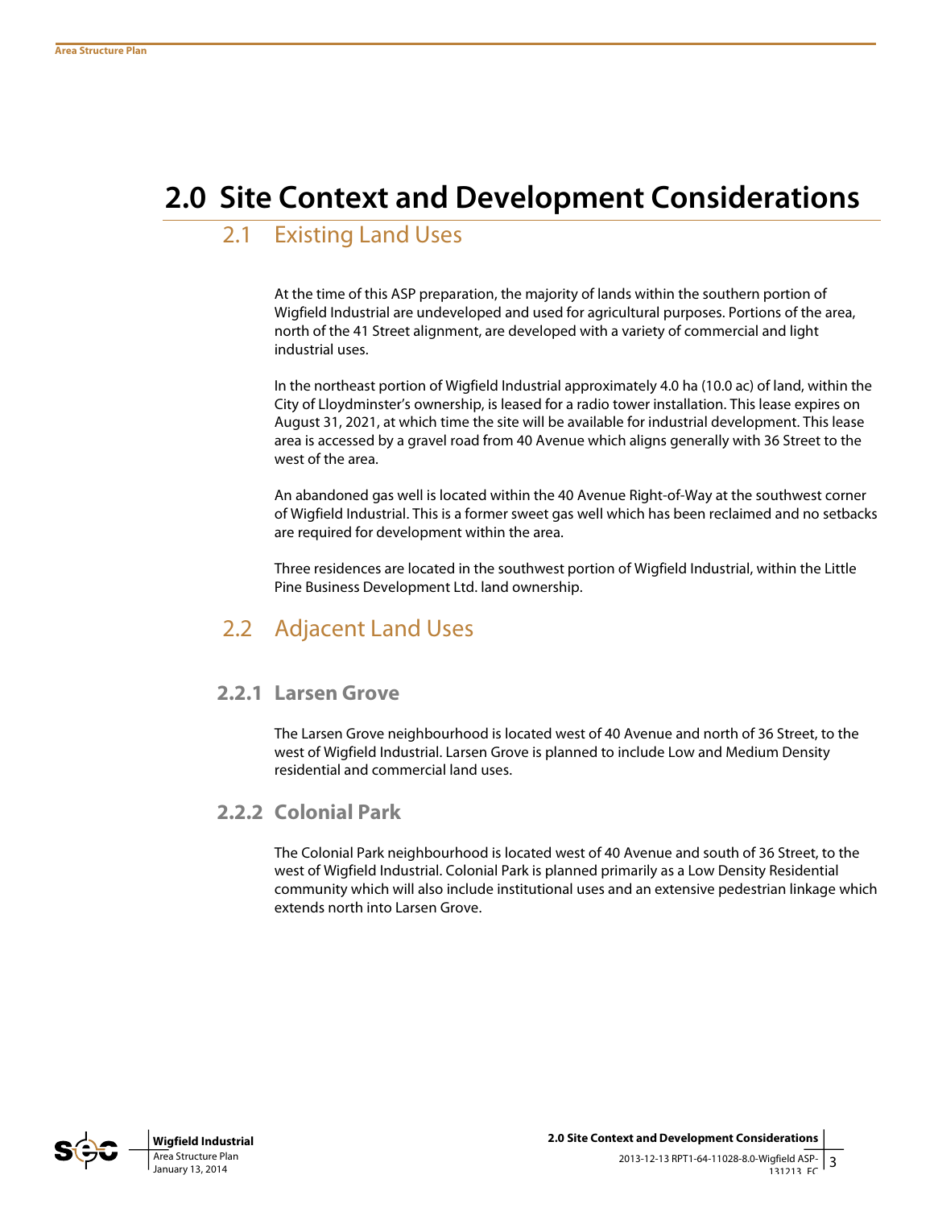# 2.0 Site Context and Development Considerations

## 2.1 Existing Land Uses

At the time of this ASP preparation, the majority of lands within the southern portion of Wigfield Industrial are undeveloped and used for agricultural purposes. Portions of the area, north of the 41 Street alignment, are developed with a variety of commercial and light industrial uses.

In the northeast portion of Wigfield Industrial approximately 4.0 ha (10.0 ac) of land, within the City of Lloydminster's ownership, is leased for a radio tower installation. This lease expires on August 31, 2021, at which time the site will be available for industrial development. This lease area is accessed by a gravel road from 40 Avenue which aligns generally with 36 Street to the west of the area.

An abandoned gas well is located within the 40 Avenue Right-of-Way at the southwest corner of Wigfield Industrial. This is a former sweet gas well which has been reclaimed and no setbacks are required for development within the area.

Three residences are located in the southwest portion of Wigfield Industrial, within the Little Pine Business Development Ltd. land ownership.

## 2.2 Adjacent Land Uses

### 2.2.1 Larsen Grove

The Larsen Grove neighbourhood is located west of 40 Avenue and north of 36 Street, to the west of Wigfield Industrial. Larsen Grove is planned to include Low and Medium Density residential and commercial land uses.

### 2.2.2 Colonial Park

The Colonial Park neighbourhood is located west of 40 Avenue and south of 36 Street, to the west of Wigfield Industrial. Colonial Park is planned primarily as a Low Density Residential community which will also include institutional uses and an extensive pedestrian linkage which extends north into Larsen Grove.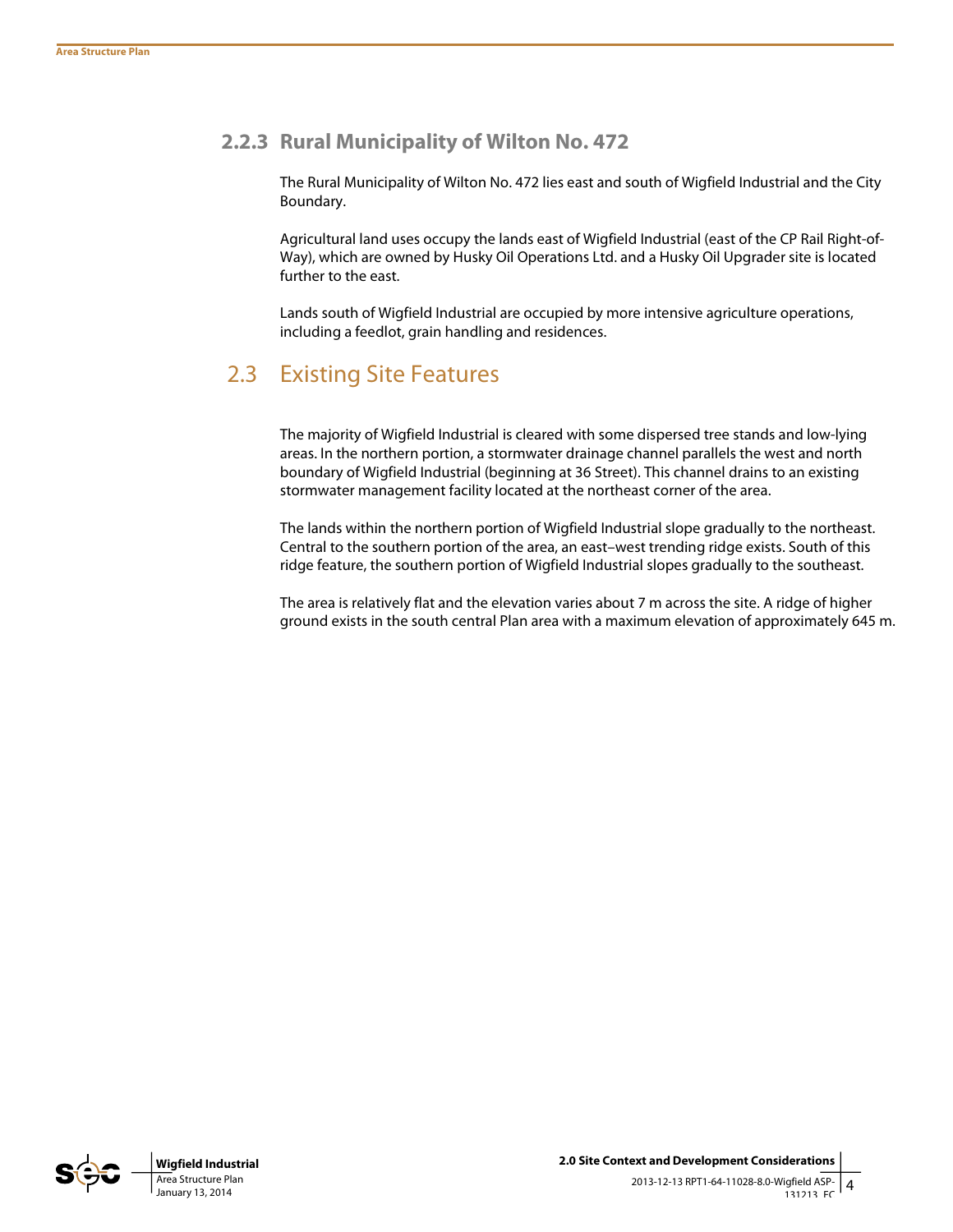### 2.2.3 Rural Municipality of Wilton No. 472

The Rural Municipality of Wilton No. 472 lies east and south of Wigfield Industrial and the City Boundary.

Agricultural land uses occupy the lands east of Wigfield Industrial (east of the CP Rail Right-of-Way), which are owned by Husky Oil Operations Ltd. and a Husky Oil Upgrader site is located further to the east.

Lands south of Wigfield Industrial are occupied by more intensive agriculture operations, including a feedlot, grain handling and residences.

## 2.3 Existing Site Features

The majority of Wigfield Industrial is cleared with some dispersed tree stands and low-lying areas. In the northern portion, a stormwater drainage channel parallels the west and north boundary of Wigfield Industrial (beginning at 36 Street). This channel drains to an existing stormwater management facility located at the northeast corner of the area.

The lands within the northern portion of Wigfield Industrial slope gradually to the northeast. Central to the southern portion of the area, an east–west trending ridge exists. South of this ridge feature, the southern portion of Wigfield Industrial slopes gradually to the southeast.

The area is relatively flat and the elevation varies about 7 m across the site. A ridge of higher ground exists in the south central Plan area with a maximum elevation of approximately 645 m.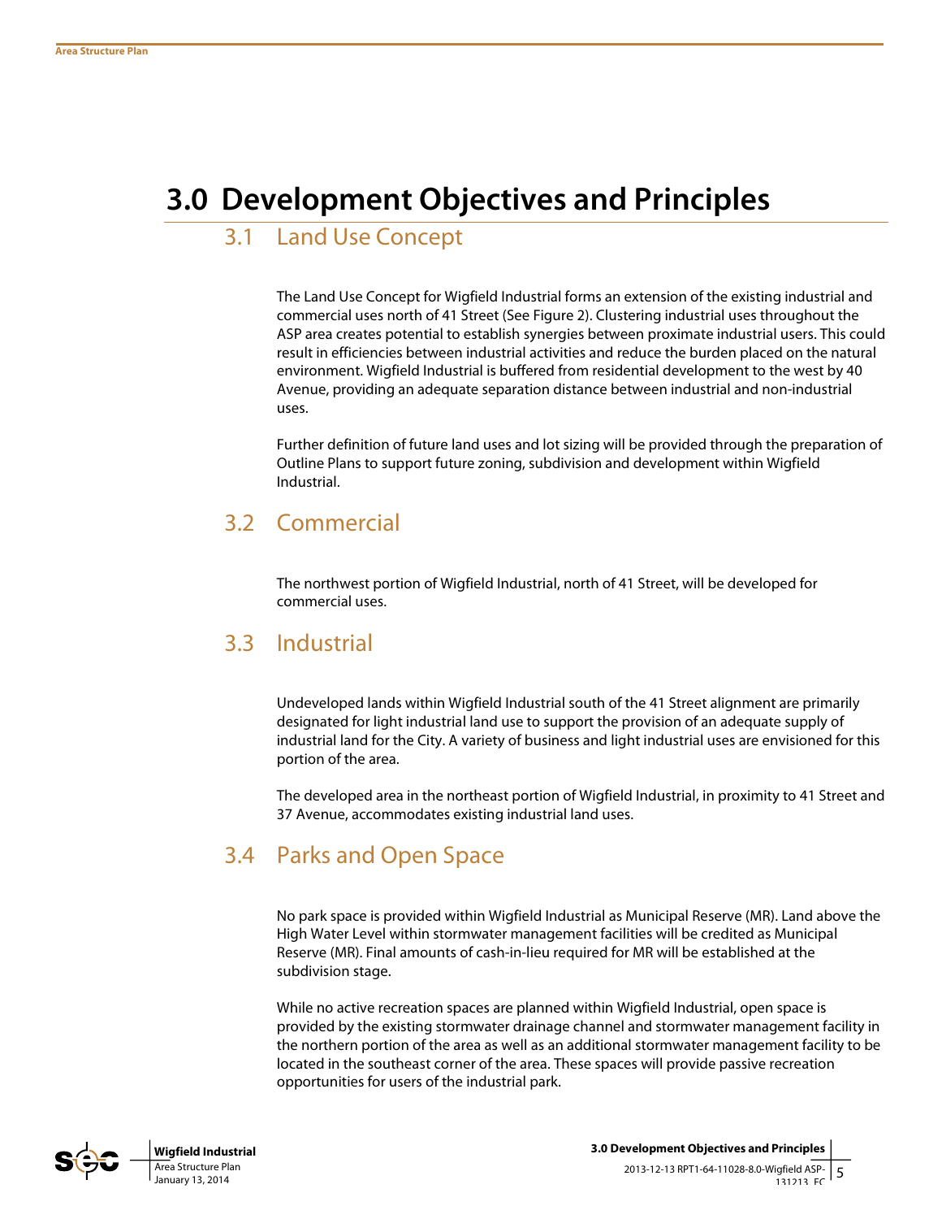# 3.0 Development Objectives and Principles

## 3.1 Land Use Concept

The Land Use Concept for Wigfield Industrial forms an extension of the existing industrial and commercial uses north of 41 Street (See Figure 2). Clustering industrial uses throughout the ASP area creates potential to establish synergies between proximate industrial users. This could result in efficiencies between industrial activities and reduce the burden placed on the natural environment. Wigfield Industrial is buffered from residential development to the west by 40 Avenue, providing an adequate separation distance between industrial and non-industrial uses.

Further definition of future land uses and lot sizing will be provided through the preparation of Outline Plans to support future zoning, subdivision and development within Wigfield Industrial.

## 3.2 Commercial

The northwest portion of Wigfield Industrial, north of 41 Street, will be developed for commercial uses.

## 3.3 Industrial

Undeveloped lands within Wigfield Industrial south of the 41 Street alignment are primarily designated for light industrial land use to support the provision of an adequate supply of industrial land for the City. A variety of business and light industrial uses are envisioned for this portion of the area.

The developed area in the northeast portion of Wigfield Industrial, in proximity to 41 Street and 37 Avenue, accommodates existing industrial land uses.

## 3.4 Parks and Open Space

No park space is provided within Wigfield Industrial as Municipal Reserve (MR). Land above the High Water Level within stormwater management facilities will be credited as Municipal Reserve (MR). Final amounts of cash-in-lieu required for MR will be established at the subdivision stage.

While no active recreation spaces are planned within Wigfield Industrial, open space is provided by the existing stormwater drainage channel and stormwater management facility in the northern portion of the area as well as an additional stormwater management facility to be located in the southeast corner of the area. These spaces will provide passive recreation opportunities for users of the industrial park.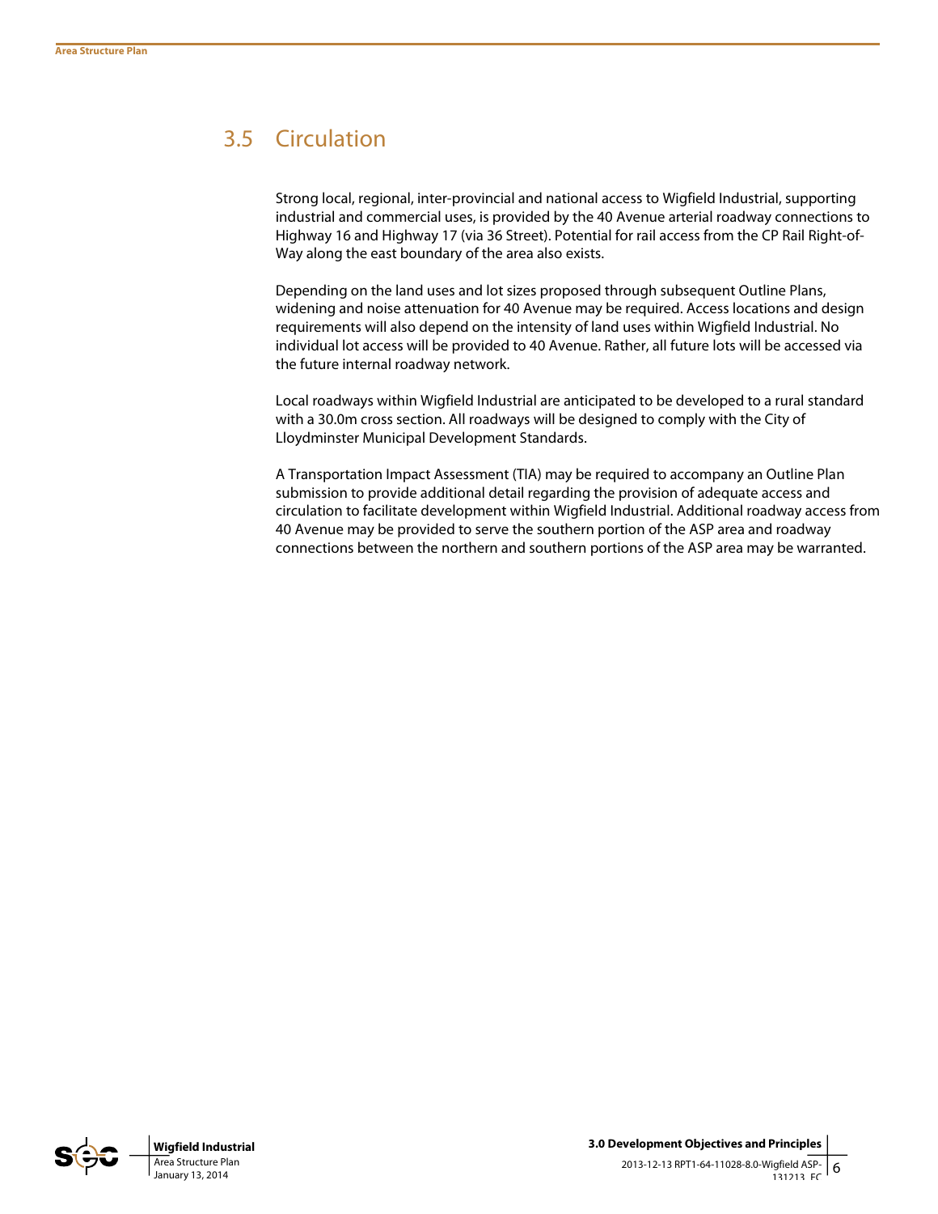## 3.5 Circulation

Strong local, regional, inter-provincial and national access to Wigfield Industrial, supporting industrial and commercial uses, is provided by the 40 Avenue arterial roadway connections to Highway 16 and Highway 17 (via 36 Street). Potential for rail access from the CP Rail Right-of-Way along the east boundary of the area also exists.

Depending on the land uses and lot sizes proposed through subsequent Outline Plans, widening and noise attenuation for 40 Avenue may be required. Access locations and design requirements will also depend on the intensity of land uses within Wigfield Industrial. No individual lot access will be provided to 40 Avenue. Rather, all future lots will be accessed via the future internal roadway network.

Local roadways within Wigfield Industrial are anticipated to be developed to a rural standard with a 30.0m cross section. All roadways will be designed to comply with the City of Lloydminster Municipal Development Standards.

A Transportation Impact Assessment (TIA) may be required to accompany an Outline Plan submission to provide additional detail regarding the provision of adequate access and circulation to facilitate development within Wigfield Industrial. Additional roadway access from 40 Avenue may be provided to serve the southern portion of the ASP area and roadway connections between the northern and southern portions of the ASP area may be warranted.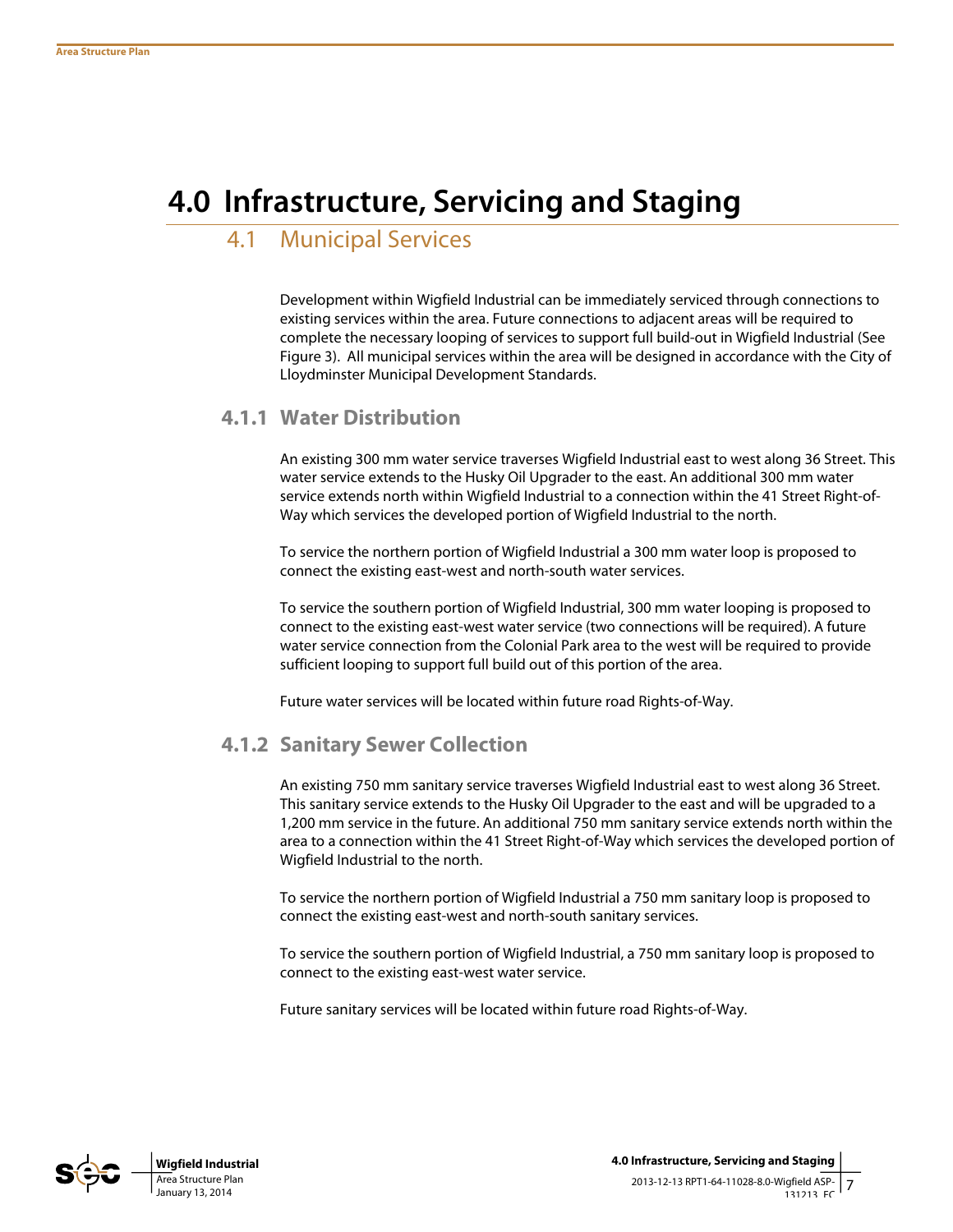# 4.0 Infrastructure, Servicing and Staging

## 4.1 Municipal Services

Development within Wigfield Industrial can be immediately serviced through connections to existing services within the area. Future connections to adjacent areas will be required to complete the necessary looping of services to support full build-out in Wigfield Industrial (See Figure 3). All municipal services within the area will be designed in accordance with the City of Lloydminster Municipal Development Standards.

### 4.1.1 Water Distribution

An existing 300 mm water service traverses Wigfield Industrial east to west along 36 Street. This water service extends to the Husky Oil Upgrader to the east. An additional 300 mm water service extends north within Wigfield Industrial to a connection within the 41 Street Right-of-Way which services the developed portion of Wigfield Industrial to the north.

To service the northern portion of Wigfield Industrial a 300 mm water loop is proposed to connect the existing east-west and north-south water services.

To service the southern portion of Wigfield Industrial, 300 mm water looping is proposed to connect to the existing east-west water service (two connections will be required). A future water service connection from the Colonial Park area to the west will be required to provide sufficient looping to support full build out of this portion of the area.

Future water services will be located within future road Rights-of-Way.

### 4.1.2 Sanitary Sewer Collection

An existing 750 mm sanitary service traverses Wigfield Industrial east to west along 36 Street. This sanitary service extends to the Husky Oil Upgrader to the east and will be upgraded to a 1,200 mm service in the future. An additional 750 mm sanitary service extends north within the area to a connection within the 41 Street Right-of-Way which services the developed portion of Wigfield Industrial to the north.

To service the northern portion of Wigfield Industrial a 750 mm sanitary loop is proposed to connect the existing east-west and north-south sanitary services.

To service the southern portion of Wigfield Industrial, a 750 mm sanitary loop is proposed to connect to the existing east-west water service.

Future sanitary services will be located within future road Rights-of-Way.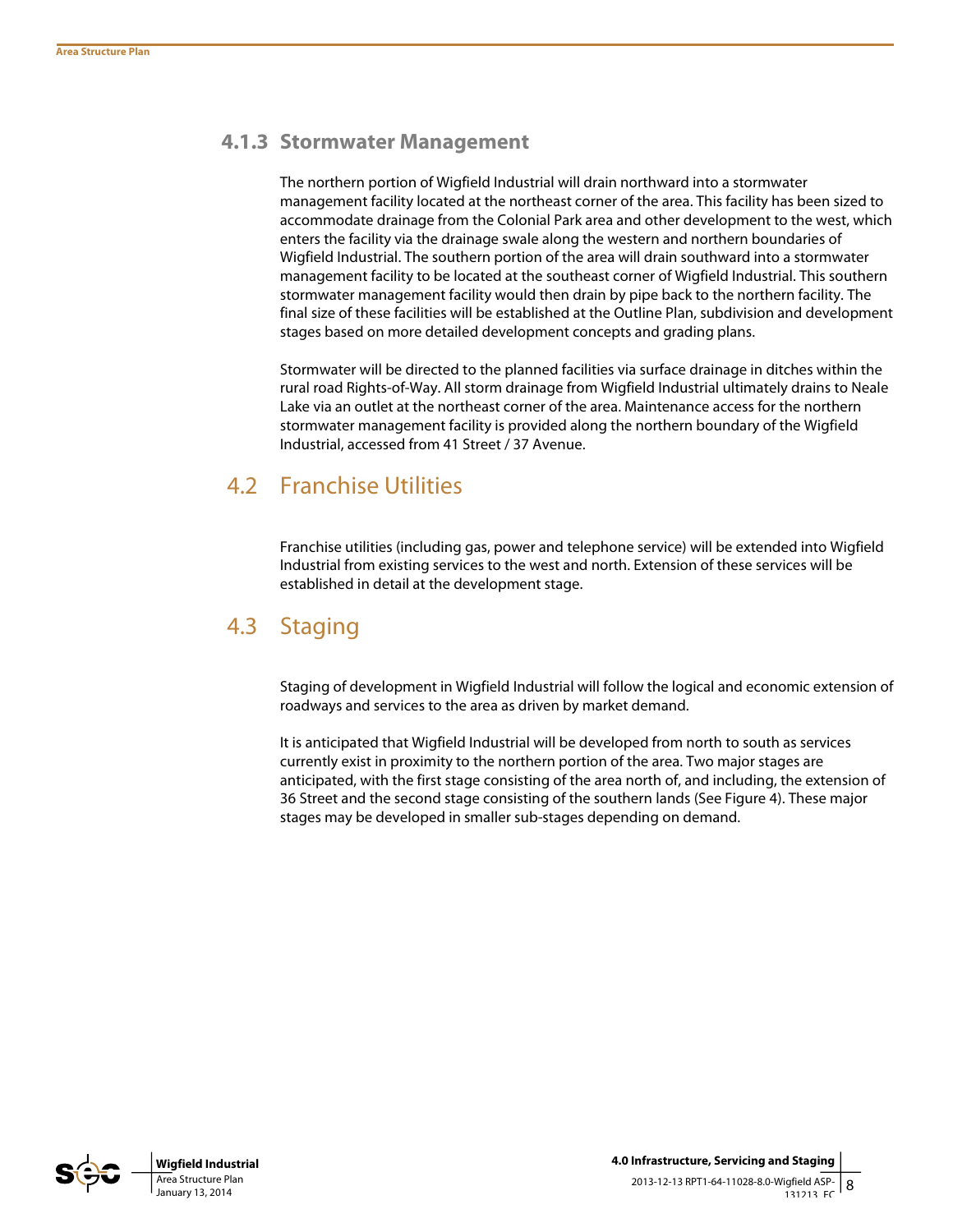### 4.1.3 Stormwater Management

The northern portion of Wigfield Industrial will drain northward into a stormwater management facility located at the northeast corner of the area. This facility has been sized to accommodate drainage from the Colonial Park area and other development to the west, which enters the facility via the drainage swale along the western and northern boundaries of Wigfield Industrial. The southern portion of the area will drain southward into a stormwater management facility to be located at the southeast corner of Wigfield Industrial. This southern stormwater management facility would then drain by pipe back to the northern facility. The final size of these facilities will be established at the Outline Plan, subdivision and development stages based on more detailed development concepts and grading plans.

Stormwater will be directed to the planned facilities via surface drainage in ditches within the rural road Rights-of-Way. All storm drainage from Wigfield Industrial ultimately drains to Neale Lake via an outlet at the northeast corner of the area. Maintenance access for the northern stormwater management facility is provided along the northern boundary of the Wigfield Industrial, accessed from 41 Street / 37 Avenue.

## 4.2 Franchise Utilities

Franchise utilities (including gas, power and telephone service) will be extended into Wigfield Industrial from existing services to the west and north. Extension of these services will be established in detail at the development stage.

## 4.3 Staging

Staging of development in Wigfield Industrial will follow the logical and economic extension of roadways and services to the area as driven by market demand.

It is anticipated that Wigfield Industrial will be developed from north to south as services currently exist in proximity to the northern portion of the area. Two major stages are anticipated, with the first stage consisting of the area north of, and including, the extension of 36 Street and the second stage consisting of the southern lands (See Figure 4). These major stages may be developed in smaller sub-stages depending on demand.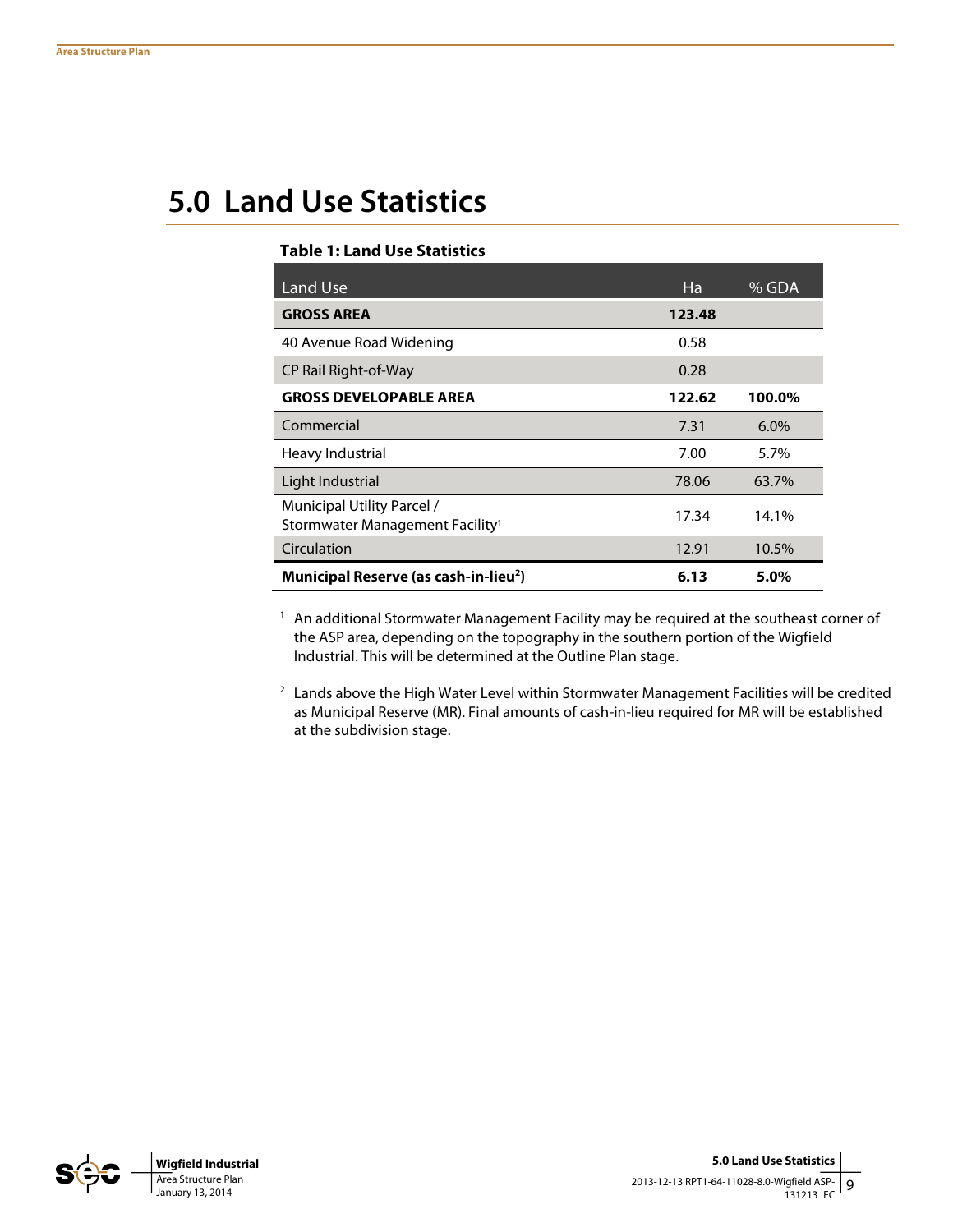# 5.0 Land Use Statistics

**Table 1: Land Use Statistics**

| Land Use | Ha | % GDA |
|---|---|---|
| **GROSS AREA** | **123.48** | |
| 40 Avenue Road Widening | 0.58 | |
| CP Rail Right-of-Way | 0.28 | |
| **GROSS DEVELOPABLE AREA** | **122.62** | **100.0%** |
| Commercial | 7.31 | 6.0% |
| Heavy Industrial | 7.00 | 5.7% |
| Light Industrial | 78.06 | 63.7% |
| Municipal Utility Parcel / Stormwater Management Facility[1] | 17.34 | 14.1% |
| Circulation | 12.91 | 10.5% |
| **Municipal Reserve (as cash-in-lieu[2])** | **6.13** | **5.0%** |

[1] An additional Stormwater Management Facility may be required at the southeast corner of the ASP area, depending on the topography in the southern portion of the Wigfield Industrial. This will be determined at the Outline Plan stage.

[2] Lands above the High Water Level within Stormwater Management Facilities will be credited as Municipal Reserve (MR). Final amounts of cash-in-lieu required for MR will be established at the subdivision stage.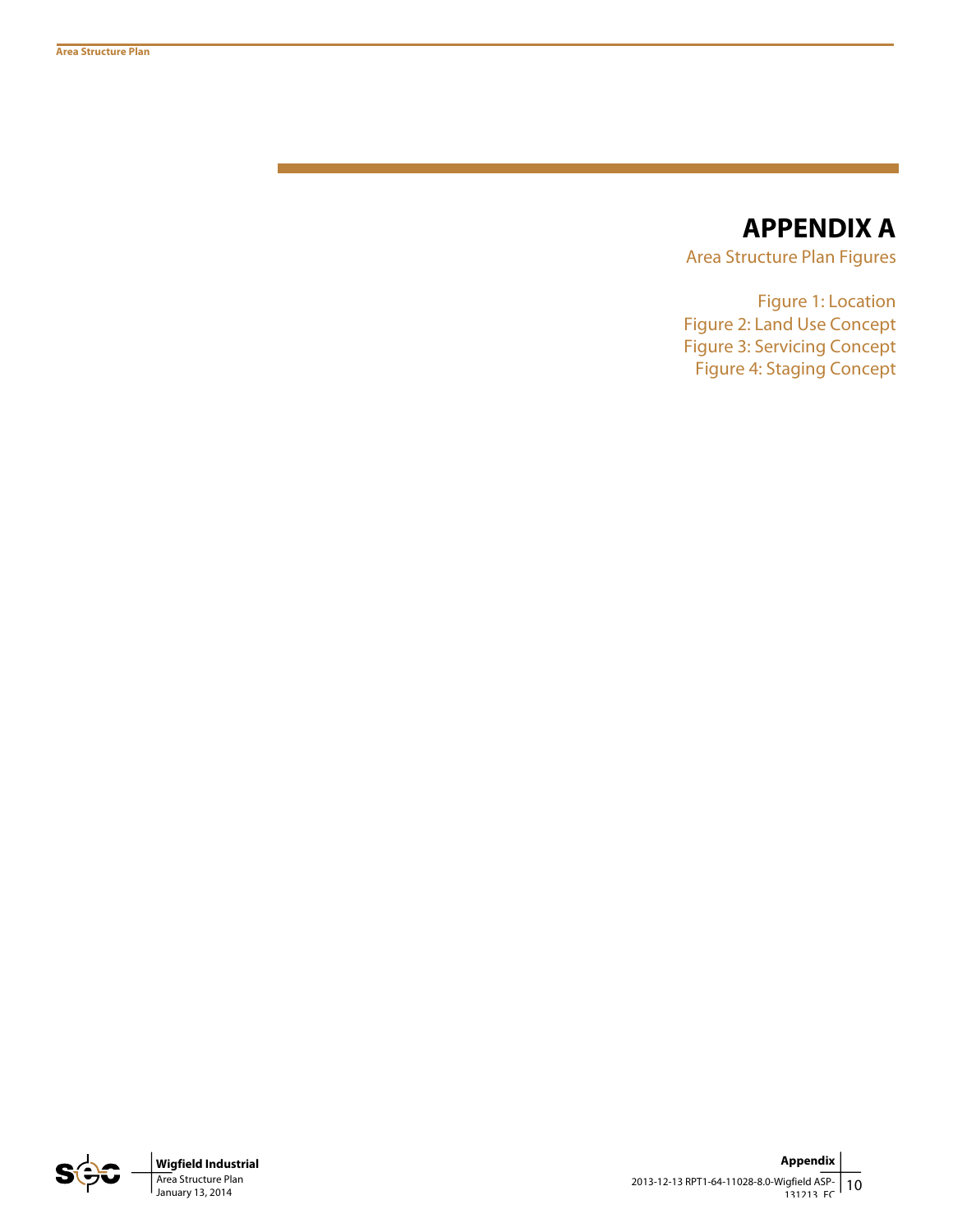# APPENDIX A

Area Structure Plan Figures

Figure 1: Location
Figure 2: Land Use Concept
Figure 3: Servicing Concept
Figure 4: Staging Concept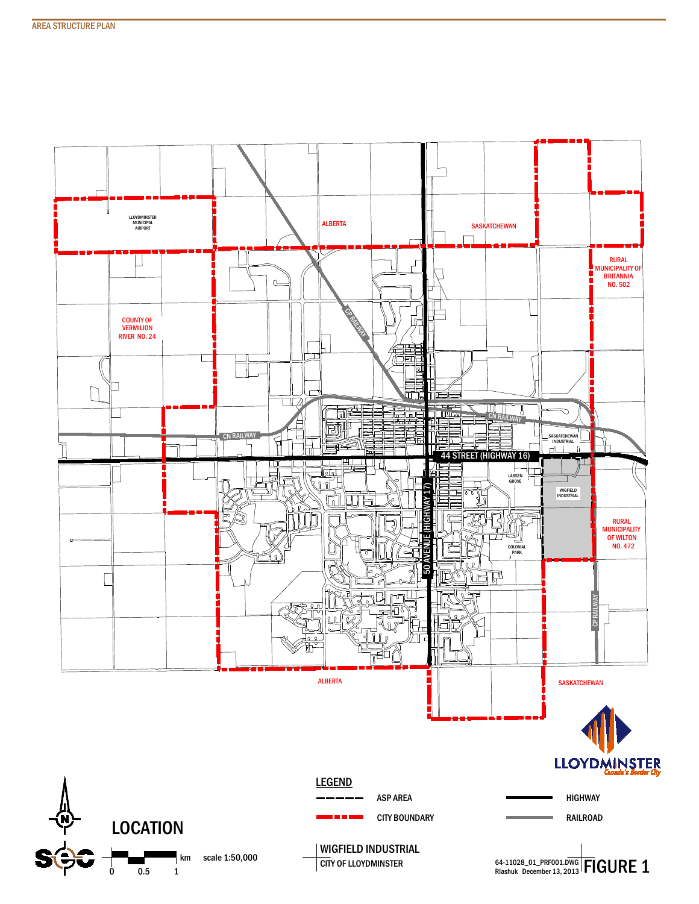LLOYDMINSTER MUNICIPAL AIRPORT

ALBERTA

SASKATCHEWAN

RURAL MUNICIPALITY OF BRITANNIA NO. 502

COUNTY OF VERMILION RIVER NO. 24

CP RAILWAY

CN RAILWAY

SASKATCHEWAN INDUSTRIAL

44 STREET (HIGHWAY 16)

50 AVENUE (HIGHWAY 17)

LARSEN GROVE

WIGFIELD INDUSTRIAL

RURAL MUNICIPALITY OF WILTON NO. 472

COLONIAL PARK

ALBERTA

SASKATCHEWAN

LLOYDMINSTER *Canada's Border City*

LOCATION

km scale 1:50,000

0 0.5 1

**LEGEND**

| | |
|---|---|
| ASP AREA | HIGHWAY |
| CITY BOUNDARY | RAILROAD |

**WIGFIELD INDUSTRIAL**
CITY OF LLOYDMINSTER

64-11028_01_PRF001.DWG
Rlashuk December 13, 2013

**FIGURE 1**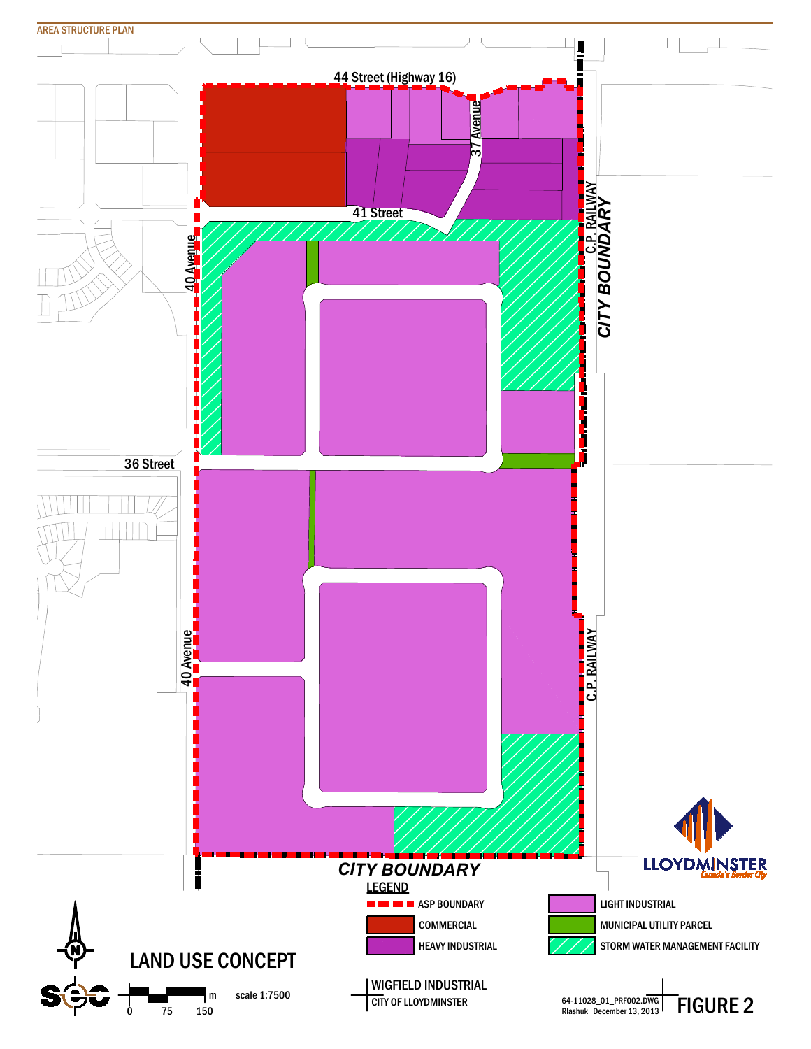AREA STRUCTURE PLAN

44 Street (Highway 16)

37 Avenue

41 Street

40 Avenue

36 Street

40 Avenue

C.P. RAILWAY

CITY BOUNDARY

C.P. RAILWAY

CITY BOUNDARY

LEGEND

- ASP BOUNDARY
- COMMERCIAL
- HEAVY INDUSTRIAL
- LIGHT INDUSTRIAL
- MUNICIPAL UTILITY PARCEL
- STORM WATER MANAGEMENT FACILITY

LLOYDMINSTER

*Canada's Border City*

# LAND USE CONCEPT

scale 1:7500

0 75 150 m

WIGFIELD INDUSTRIAL

CITY OF LLOYDMINSTER

64-11028_01_PRF002.DWG

Rlashuk December 13, 2013

FIGURE 2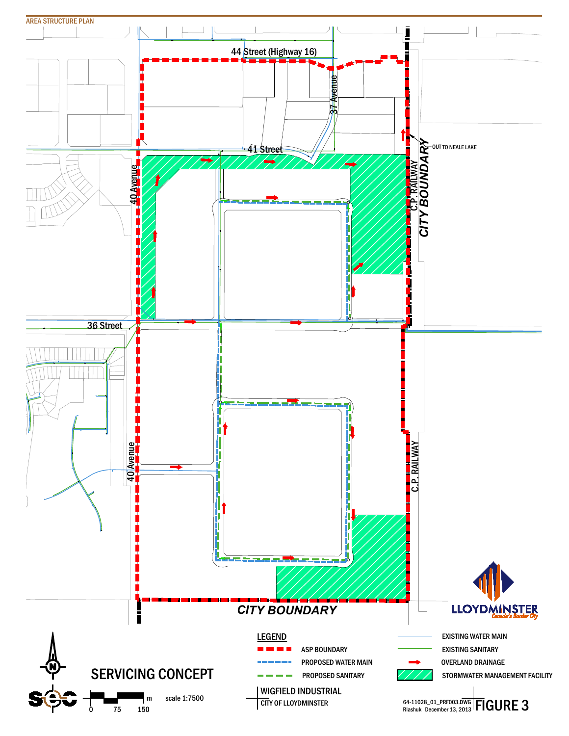AREA STRUCTURE PLAN

44 Street (Highway 16)

37 Avenue

41 Street

40 Avenue

36 Street

40 Avenue

C.P. RAILWAY

CITY BOUNDARY

OUT TO NEALE LAKE

C.P. RAILWAY

CITY BOUNDARY

LLOYDMINSTER
Canada's Border City

## LEGEND

| Symbol | Description | Symbol | Description |
| --- | --- | --- | --- |
| Red dashed line | ASP BOUNDARY | Blue line | EXISTING WATER MAIN |
| Blue dashed line | PROPOSED WATER MAIN | Green line | EXISTING SANITARY |
| Green dashed line | PROPOSED SANITARY | Red arrow | OVERLAND DRAINAGE |
| | | Green hatched area | STORMWATER MANAGEMENT FACILITY |

# SERVICING CONCEPT

scale 1:7500

0 75 150 m

WIGFIELD INDUSTRIAL
CITY OF LLOYDMINSTER

64-11028_01_PRF003.DWG
Rlashuk December 13, 2013

FIGURE 3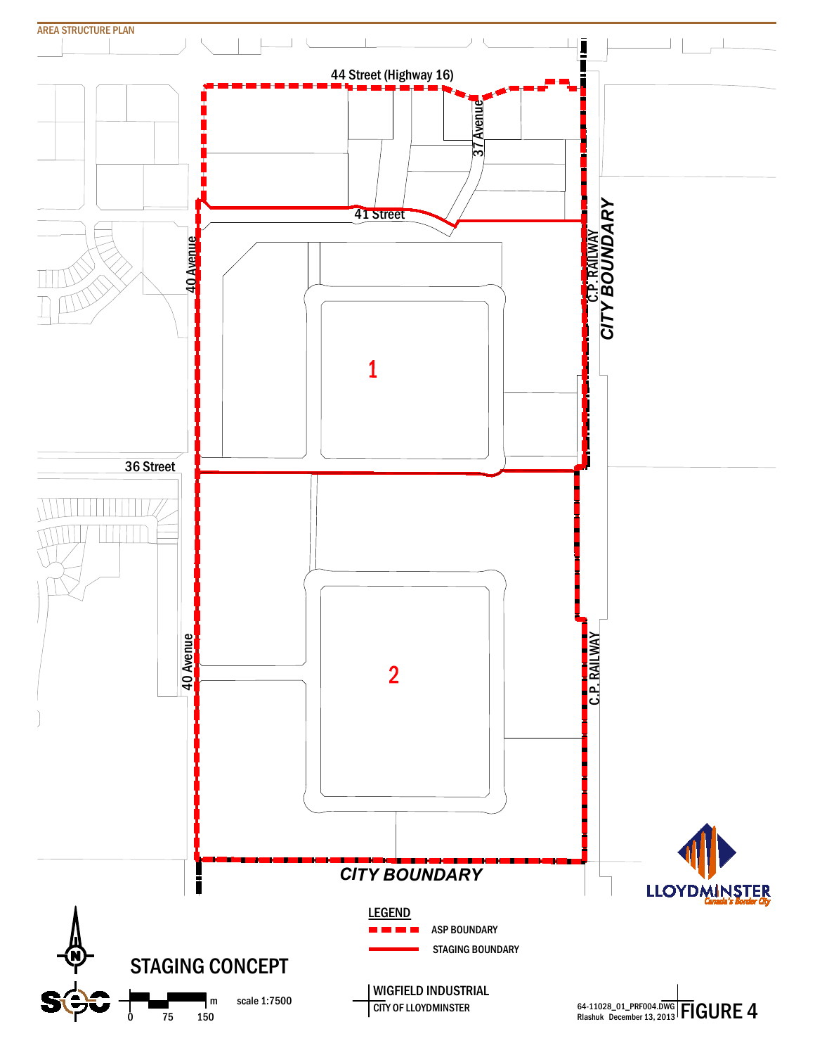AREA STRUCTURE PLAN

44 Street (Highway 16)

37 Avenue

41 Street

40 Avenue

C.P. RAILWAY

CITY BOUNDARY

1

36 Street

2

40 Avenue

C.P. RAILWAY

CITY BOUNDARY

LLOYDMINSTER
Canada's Border City

LEGEND

ASP BOUNDARY

STAGING BOUNDARY

STAGING CONCEPT

m scale 1:7500

0 75 150

WIGFIELD INDUSTRIAL
CITY OF LLOYDMINSTER

64-11028_01_PRF004.DWG
Rlashuk December 13, 2013

FIGURE 4